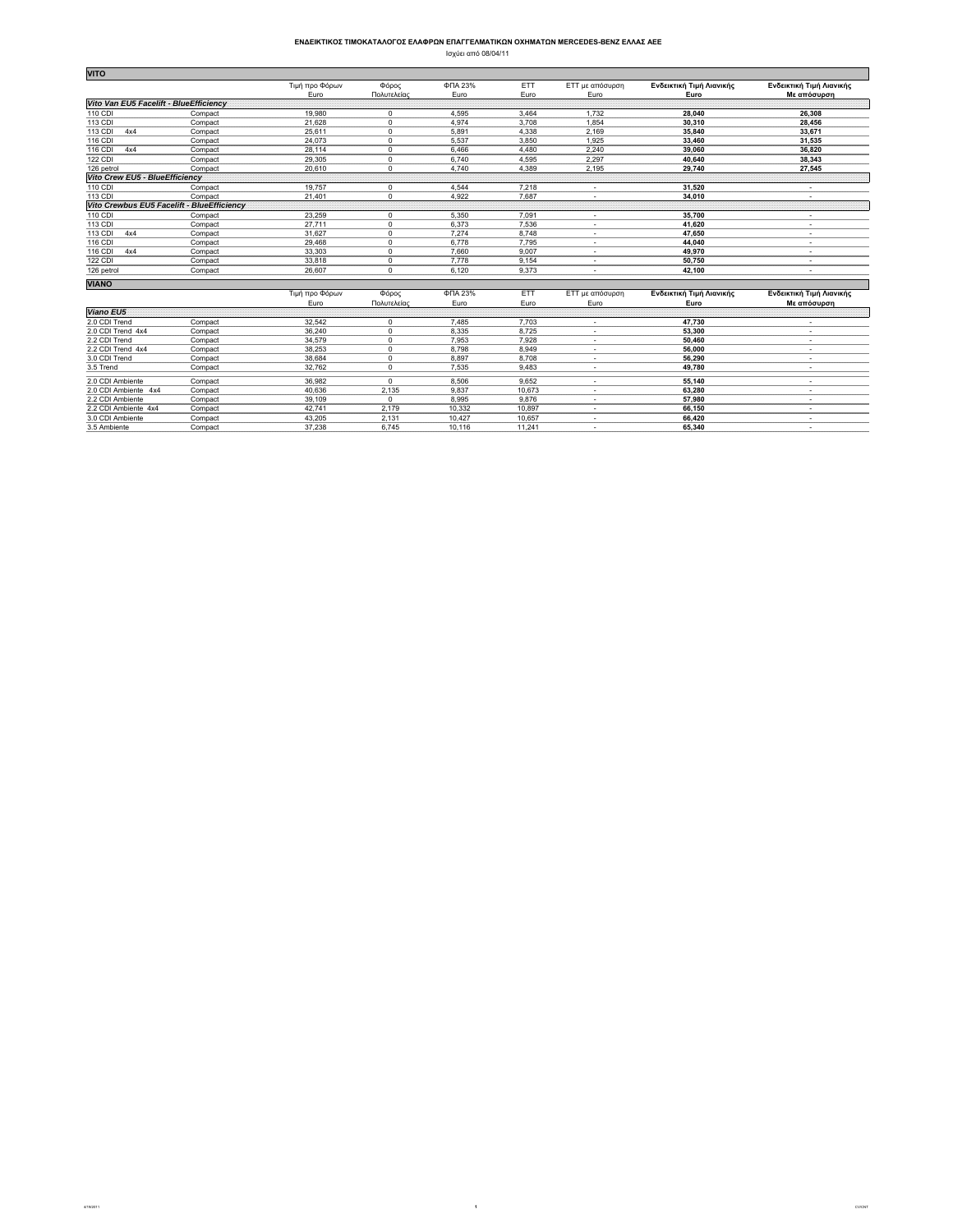**ΕΝΔΕΙΚΤΙΚΟΣ ΤΙΜΟΚΑΤΑΛΟΓΟΣ ΕΛΑΦΡΩΝ ΕΠΑΓΓΕΛΜΑΤΙΚΩΝ ΟΧΗΜΑΤΩΝ MERCEDES-BENZ ΕΛΛΑΣ ΑΕΕ**

Ισχύει από 08/04/11

## VITO

| | | Τιμή προ Φόρων Euro | Φόρος Πολυτελείας | ΦΠΑ 23% Euro | ΕΤΤ Euro | ΕΤΤ με απόσυρση Euro | **Ενδεικτική Τιμή Λιανικής Euro** | **Ενδεικτική Τιμή Λιανικής Με απόσυρση** |
|---|---|---|---|---|---|---|---|---|
| ***Vito Van EU5 Facelift - BlueEfficiency*** | | | | | | | | |
| 110 CDI | Compact | 19,980 | 0 | 4,595 | 3,464 | 1,732 | **28,040** | **26,308** |
| 113 CDI | Compact | 21,628 | 0 | 4,974 | 3,708 | 1,854 | **30,310** | **28,456** |
| 113 CDI 4x4 | Compact | 25,611 | 0 | 5,891 | 4,338 | 2,169 | **35,840** | **33,671** |
| 116 CDI | Compact | 24,073 | 0 | 5,537 | 3,850 | 1,925 | **33,460** | **31,535** |
| 116 CDI 4x4 | Compact | 28,114 | 0 | 6,466 | 4,480 | 2,240 | **39,060** | **36,820** |
| 122 CDI | Compact | 29,305 | 0 | 6,740 | 4,595 | 2,297 | **40,640** | **38,343** |
| 126 petrol | Compact | 20,610 | 0 | 4,740 | 4,389 | 2,195 | **29,740** | **27,545** |
| ***Vito Crew EU5 - BlueEfficiency*** | | | | | | | | |
| 110 CDI | Compact | 19,757 | 0 | 4,544 | 7,218 | - | **31,520** | - |
| 113 CDI | Compact | 21,401 | 0 | 4,922 | 7,687 | - | **34,010** | - |
| ***Vito Crewbus EU5 Facelift - BlueEfficiency*** | | | | | | | | |
| 110 CDI | Compact | 23,259 | 0 | 5,350 | 7,091 | - | **35,700** | - |
| 113 CDI | Compact | 27,711 | 0 | 6,373 | 7,536 | - | **41,620** | - |
| 113 CDI 4x4 | Compact | 31,627 | 0 | 7,274 | 8,748 | - | **47,650** | - |
| 116 CDI | Compact | 29,468 | 0 | 6,778 | 7,795 | - | **44,040** | - |
| 116 CDI 4x4 | Compact | 33,303 | 0 | 7,660 | 9,007 | - | **49,970** | - |
| 122 CDI | Compact | 33,818 | 0 | 7,778 | 9,154 | - | **50,750** | - |
| 126 petrol | Compact | 26,607 | 0 | 6,120 | 9,373 | - | **42,100** | - |

## VIANO

| | | Τιμή προ Φόρων Euro | Φόρος Πολυτελείας | ΦΠΑ 23% Euro | ΕΤΤ Euro | ΕΤΤ με απόσυρση Euro | **Ενδεικτική Τιμή Λιανικής Euro** | **Ενδεικτική Τιμή Λιανικής Με απόσυρση** |
|---|---|---|---|---|---|---|---|---|
| ***Viano EU5*** | | | | | | | | |
| 2.0 CDI Trend | Compact | 32,542 | 0 | 7,485 | 7,703 | - | **47,730** | - |
| 2.0 CDI Trend 4x4 | Compact | 36,240 | 0 | 8,335 | 8,725 | - | **53,300** | - |
| 2.2 CDI Trend | Compact | 34,579 | 0 | 7,953 | 7,928 | - | **50,460** | - |
| 2.2 CDI Trend 4x4 | Compact | 38,253 | 0 | 8,798 | 8,949 | - | **56,000** | - |
| 3.0 CDI Trend | Compact | 38,684 | 0 | 8,897 | 8,708 | - | **56,290** | - |
| 3.5 Trend | Compact | 32,762 | 0 | 7,535 | 9,483 | - | **49,780** | - |
| 2.0 CDI Ambiente | Compact | 36,982 | 0 | 8,506 | 9,652 | - | **55,140** | - |
| 2.0 CDI Ambiente 4x4 | Compact | 40,636 | 2,135 | 9,837 | 10,673 | - | **63,280** | - |
| 2.2 CDI Ambiente | Compact | 39,109 | 0 | 8,995 | 9,876 | - | **57,980** | - |
| 2.2 CDI Ambiente 4x4 | Compact | 42,741 | 2,179 | 10,332 | 10,897 | - | **66,150** | - |
| 3.0 CDI Ambiente | Compact | 43,205 | 2,131 | 10,427 | 10,657 | - | **66,420** | - |
| 3.5 Ambiente | Compact | 37,238 | 6,745 | 10,116 | 11,241 | - | **65,340** | - |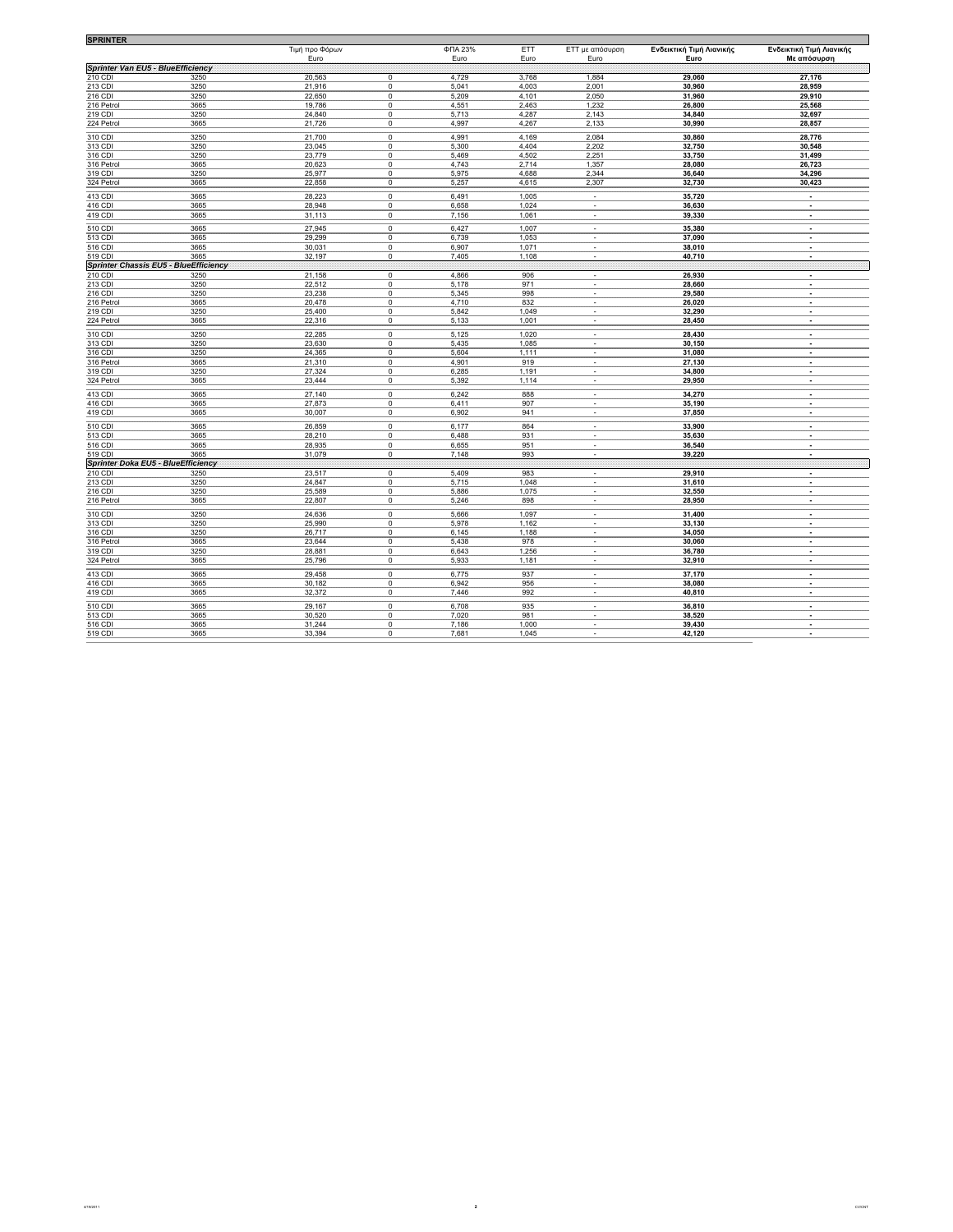| SPRINTER | | | | | | | | |
|---|---|---|---|---|---|---|---|---|
| | | Τιμή προ Φόρων | | ΦΠΑ 23% | ΕΤΤ | ΕΤΤ με απόσυρση | **Ενδεικτική Τιμή Λιανικής** | **Ενδεικτική Τιμή Λιανικής** |
| | | Euro | | Euro | Euro | Euro | **Euro** | **Με απόσυρση** |
| ***Sprinter Van EU5 - BlueEfficiency*** | | | | | | | | |
| 210 CDI | 3250 | 20,563 | 0 | 4,729 | 3,768 | 1,884 | **29,060** | **27,176** |
| 213 CDI | 3250 | 21,916 | 0 | 5,041 | 4,003 | 2,001 | **30,960** | **28,959** |
| 216 CDI | 3250 | 22,650 | 0 | 5,209 | 4,101 | 2,050 | **31,960** | **29,910** |
| 216 Petrol | 3665 | 19,786 | 0 | 4,551 | 2,463 | 1,232 | **26,800** | **25,568** |
| 219 CDI | 3250 | 24,840 | 0 | 5,713 | 4,287 | 2,143 | **34,840** | **32,697** |
| 224 Petrol | 3665 | 21,726 | 0 | 4,997 | 4,267 | 2,133 | **30,990** | **28,857** |
| 310 CDI | 3250 | 21,700 | 0 | 4,991 | 4,169 | 2,084 | **30,860** | **28,776** |
| 313 CDI | 3250 | 23,045 | 0 | 5,300 | 4,404 | 2,202 | **32,750** | **30,548** |
| 316 CDI | 3250 | 23,779 | 0 | 5,469 | 4,502 | 2,251 | **33,750** | **31,499** |
| 316 Petrol | 3665 | 20,623 | 0 | 4,743 | 2,714 | 1,357 | **28,080** | **26,723** |
| 319 CDI | 3250 | 25,977 | 0 | 5,975 | 4,688 | 2,344 | **36,640** | **34,296** |
| 324 Petrol | 3665 | 22,858 | 0 | 5,257 | 4,615 | 2,307 | **32,730** | **30,423** |
| 413 CDI | 3665 | 28,223 | 0 | 6,491 | 1,005 | - | **35,720** | **-** |
| 416 CDI | 3665 | 28,948 | 0 | 6,658 | 1,024 | - | **36,630** | **-** |
| 419 CDI | 3665 | 31,113 | 0 | 7,156 | 1,061 | - | **39,330** | **-** |
| 510 CDI | 3665 | 27,945 | 0 | 6,427 | 1,007 | - | **35,380** | **-** |
| 513 CDI | 3665 | 29,299 | 0 | 6,739 | 1,053 | - | **37,090** | **-** |
| 516 CDI | 3665 | 30,031 | 0 | 6,907 | 1,071 | - | **38,010** | **-** |
| 519 CDI | 3665 | 32,197 | 0 | 7,405 | 1,108 | - | **40,710** | **-** |
| ***Sprinter Chassis EU5 - BlueEfficiency*** | | | | | | | | |
| 210 CDI | 3250 | 21,158 | 0 | 4,866 | 906 | - | **26,930** | **-** |
| 213 CDI | 3250 | 22,512 | 0 | 5,178 | 971 | - | **28,660** | **-** |
| 216 CDI | 3250 | 23,238 | 0 | 5,345 | 998 | - | **29,580** | **-** |
| 216 Petrol | 3665 | 20,478 | 0 | 4,710 | 832 | - | **26,020** | **-** |
| 219 CDI | 3250 | 25,400 | 0 | 5,842 | 1,049 | - | **32,290** | **-** |
| 224 Petrol | 3665 | 22,316 | 0 | 5,133 | 1,001 | - | **28,450** | **-** |
| 310 CDI | 3250 | 22,285 | 0 | 5,125 | 1,020 | - | **28,430** | **-** |
| 313 CDI | 3250 | 23,630 | 0 | 5,435 | 1,085 | - | **30,150** | **-** |
| 316 CDI | 3250 | 24,365 | 0 | 5,604 | 1,111 | - | **31,080** | **-** |
| 316 Petrol | 3665 | 21,310 | 0 | 4,901 | 919 | - | **27,130** | **-** |
| 319 CDI | 3250 | 27,324 | 0 | 6,285 | 1,191 | - | **34,800** | **-** |
| 324 Petrol | 3665 | 23,444 | 0 | 5,392 | 1,114 | - | **29,950** | **-** |
| 413 CDI | 3665 | 27,140 | 0 | 6,242 | 888 | - | **34,270** | **-** |
| 416 CDI | 3665 | 27,873 | 0 | 6,411 | 907 | - | **35,190** | **-** |
| 419 CDI | 3665 | 30,007 | 0 | 6,902 | 941 | - | **37,850** | **-** |
| 510 CDI | 3665 | 26,859 | 0 | 6,177 | 864 | - | **33,900** | **-** |
| 513 CDI | 3665 | 28,210 | 0 | 6,488 | 931 | - | **35,630** | **-** |
| 516 CDI | 3665 | 28,935 | 0 | 6,655 | 951 | - | **36,540** | **-** |
| 519 CDI | 3665 | 31,079 | 0 | 7,148 | 993 | - | **39,220** | **-** |
| ***Sprinter Doka EU5 - BlueEfficiency*** | | | | | | | | |
| 210 CDI | 3250 | 23,517 | 0 | 5,409 | 983 | - | **29,910** | **-** |
| 213 CDI | 3250 | 24,847 | 0 | 5,715 | 1,048 | - | **31,610** | **-** |
| 216 CDI | 3250 | 25,589 | 0 | 5,886 | 1,075 | - | **32,550** | **-** |
| 216 Petrol | 3665 | 22,807 | 0 | 5,246 | 898 | - | **28,950** | **-** |
| 310 CDI | 3250 | 24,636 | 0 | 5,666 | 1,097 | - | **31,400** | **-** |
| 313 CDI | 3250 | 25,990 | 0 | 5,978 | 1,162 | - | **33,130** | **-** |
| 316 CDI | 3250 | 26,717 | 0 | 6,145 | 1,188 | - | **34,050** | **-** |
| 316 Petrol | 3665 | 23,644 | 0 | 5,438 | 978 | - | **30,060** | **-** |
| 319 CDI | 3250 | 28,881 | 0 | 6,643 | 1,256 | - | **36,780** | **-** |
| 324 Petrol | 3665 | 25,796 | 0 | 5,933 | 1,181 | - | **32,910** | **-** |
| 413 CDI | 3665 | 29,458 | 0 | 6,775 | 937 | - | **37,170** | **-** |
| 416 CDI | 3665 | 30,182 | 0 | 6,942 | 956 | - | **38,080** | **-** |
| 419 CDI | 3665 | 32,372 | 0 | 7,446 | 992 | - | **40,810** | **-** |
| 510 CDI | 3665 | 29,167 | 0 | 6,708 | 935 | - | **36,810** | **-** |
| 513 CDI | 3665 | 30,520 | 0 | 7,020 | 981 | - | **38,520** | **-** |
| 516 CDI | 3665 | 31,244 | 0 | 7,186 | 1,000 | - | **39,430** | **-** |
| 519 CDI | 3665 | 33,394 | 0 | 7,681 | 1,045 | - | **42,120** | **-** |